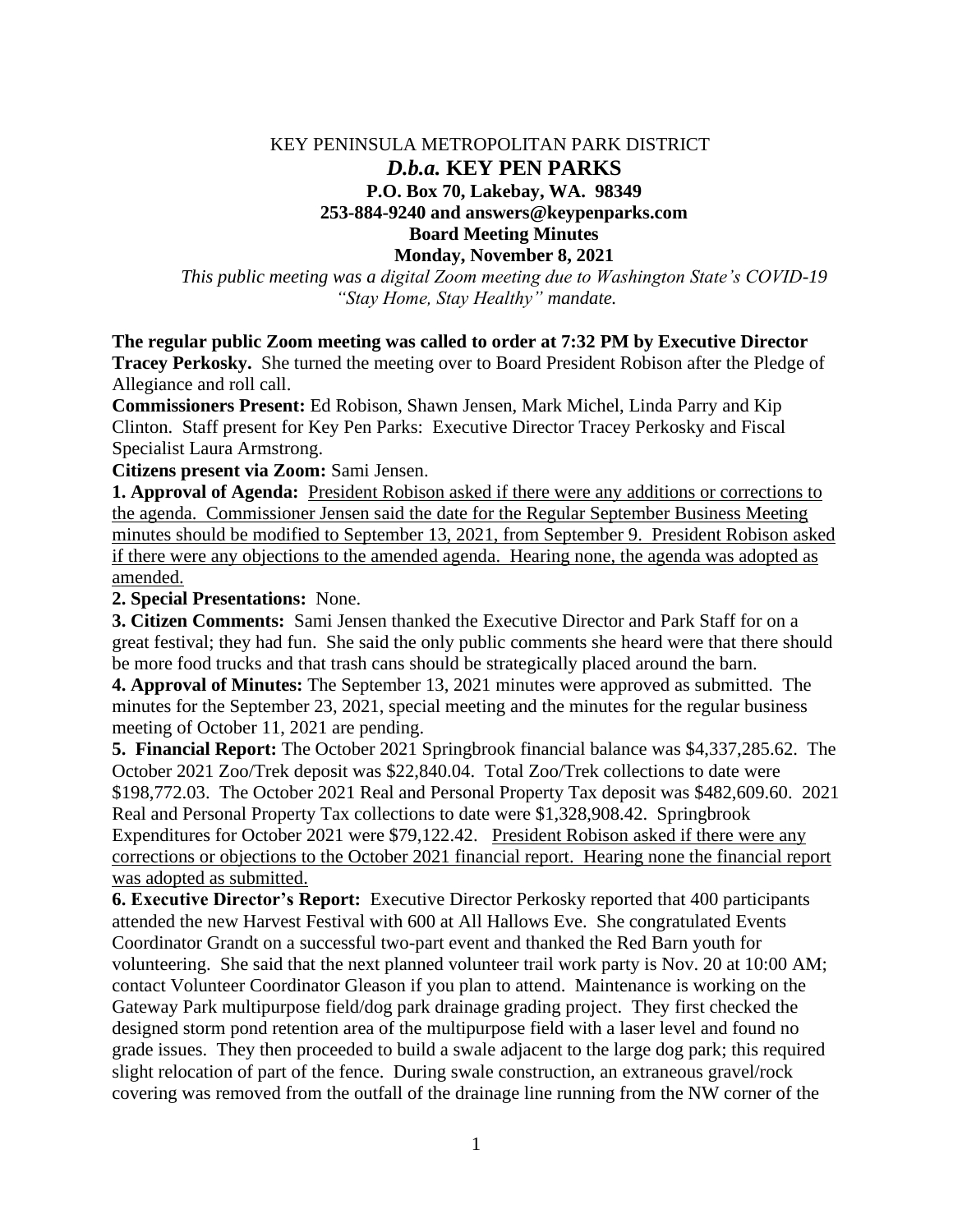# KEY PENINSULA METROPOLITAN PARK DISTRICT

## *D.b.a.* KEY PEN PARKS

**P.O. Box 70, Lakebay, WA. 98349**
**253-884-9240 and answers@keypenparks.com**
**Board Meeting Minutes**
**Monday, November 8, 2021**

*This public meeting was a digital Zoom meeting due to Washington State's COVID-19 "Stay Home, Stay Healthy" mandate.*

**The regular public Zoom meeting was called to order at 7:32 PM by Executive Director Tracey Perkosky.** She turned the meeting over to Board President Robison after the Pledge of Allegiance and roll call.

**Commissioners Present:** Ed Robison, Shawn Jensen, Mark Michel, Linda Parry and Kip Clinton. Staff present for Key Pen Parks: Executive Director Tracey Perkosky and Fiscal Specialist Laura Armstrong.

**Citizens present via Zoom:** Sami Jensen.

**1. Approval of Agenda:** President Robison asked if there were any additions or corrections to the agenda. Commissioner Jensen said the date for the Regular September Business Meeting minutes should be modified to September 13, 2021, from September 9. President Robison asked if there were any objections to the amended agenda. Hearing none, the agenda was adopted as amended.

**2. Special Presentations:** None.

**3. Citizen Comments:** Sami Jensen thanked the Executive Director and Park Staff for on a great festival; they had fun. She said the only public comments she heard were that there should be more food trucks and that trash cans should be strategically placed around the barn.

**4. Approval of Minutes:** The September 13, 2021 minutes were approved as submitted. The minutes for the September 23, 2021, special meeting and the minutes for the regular business meeting of October 11, 2021 are pending.

**5. Financial Report:** The October 2021 Springbrook financial balance was $4,337,285.62. The October 2021 Zoo/Trek deposit was $22,840.04. Total Zoo/Trek collections to date were $198,772.03. The October 2021 Real and Personal Property Tax deposit was $482,609.60. 2021 Real and Personal Property Tax collections to date were $1,328,908.42. Springbrook Expenditures for October 2021 were $79,122.42. President Robison asked if there were any corrections or objections to the October 2021 financial report. Hearing none the financial report was adopted as submitted.

**6. Executive Director's Report:** Executive Director Perkosky reported that 400 participants attended the new Harvest Festival with 600 at All Hallows Eve. She congratulated Events Coordinator Grandt on a successful two-part event and thanked the Red Barn youth for volunteering. She said that the next planned volunteer trail work party is Nov. 20 at 10:00 AM; contact Volunteer Coordinator Gleason if you plan to attend. Maintenance is working on the Gateway Park multipurpose field/dog park drainage grading project. They first checked the designed storm pond retention area of the multipurpose field with a laser level and found no grade issues. They then proceeded to build a swale adjacent to the large dog park; this required slight relocation of part of the fence. During swale construction, an extraneous gravel/rock covering was removed from the outfall of the drainage line running from the NW corner of the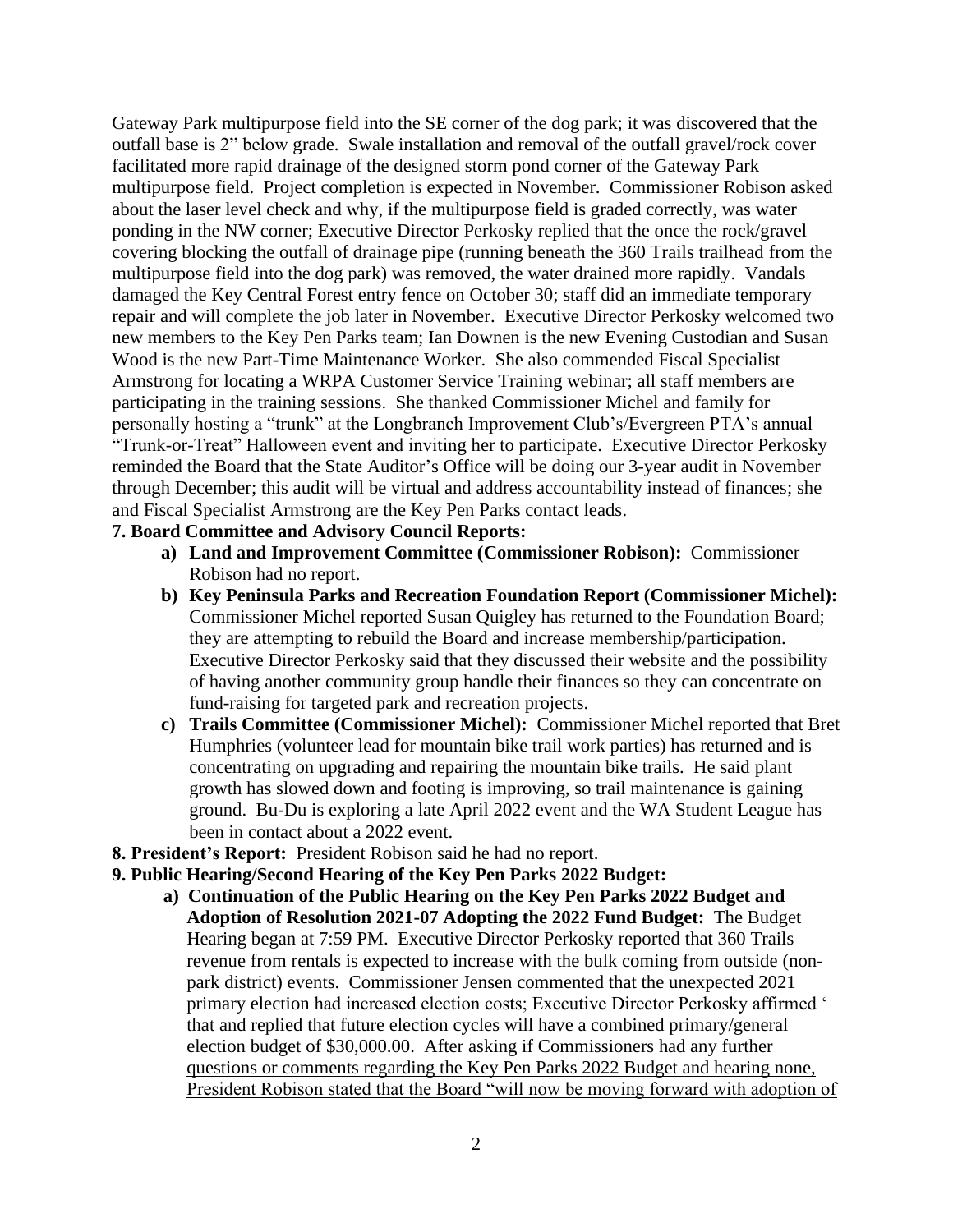Gateway Park multipurpose field into the SE corner of the dog park; it was discovered that the outfall base is 2" below grade. Swale installation and removal of the outfall gravel/rock cover facilitated more rapid drainage of the designed storm pond corner of the Gateway Park multipurpose field. Project completion is expected in November. Commissioner Robison asked about the laser level check and why, if the multipurpose field is graded correctly, was water ponding in the NW corner; Executive Director Perkosky replied that the once the rock/gravel covering blocking the outfall of drainage pipe (running beneath the 360 Trails trailhead from the multipurpose field into the dog park) was removed, the water drained more rapidly. Vandals damaged the Key Central Forest entry fence on October 30; staff did an immediate temporary repair and will complete the job later in November. Executive Director Perkosky welcomed two new members to the Key Pen Parks team; Ian Downen is the new Evening Custodian and Susan Wood is the new Part-Time Maintenance Worker. She also commended Fiscal Specialist Armstrong for locating a WRPA Customer Service Training webinar; all staff members are participating in the training sessions. She thanked Commissioner Michel and family for personally hosting a "trunk" at the Longbranch Improvement Club's/Evergreen PTA's annual "Trunk-or-Treat" Halloween event and inviting her to participate. Executive Director Perkosky reminded the Board that the State Auditor's Office will be doing our 3-year audit in November through December; this audit will be virtual and address accountability instead of finances; she and Fiscal Specialist Armstrong are the Key Pen Parks contact leads.

**7. Board Committee and Advisory Council Reports:**

- **a) Land and Improvement Committee (Commissioner Robison):** Commissioner Robison had no report.
- **b) Key Peninsula Parks and Recreation Foundation Report (Commissioner Michel):** Commissioner Michel reported Susan Quigley has returned to the Foundation Board; they are attempting to rebuild the Board and increase membership/participation. Executive Director Perkosky said that they discussed their website and the possibility of having another community group handle their finances so they can concentrate on fund-raising for targeted park and recreation projects.
- **c) Trails Committee (Commissioner Michel):** Commissioner Michel reported that Bret Humphries (volunteer lead for mountain bike trail work parties) has returned and is concentrating on upgrading and repairing the mountain bike trails. He said plant growth has slowed down and footing is improving, so trail maintenance is gaining ground. Bu-Du is exploring a late April 2022 event and the WA Student League has been in contact about a 2022 event.

**8. President's Report:** President Robison said he had no report.

**9. Public Hearing/Second Hearing of the Key Pen Parks 2022 Budget:**

- **a) Continuation of the Public Hearing on the Key Pen Parks 2022 Budget and Adoption of Resolution 2021-07 Adopting the 2022 Fund Budget:** The Budget Hearing began at 7:59 PM. Executive Director Perkosky reported that 360 Trails revenue from rentals is expected to increase with the bulk coming from outside (non-park district) events. Commissioner Jensen commented that the unexpected 2021 primary election had increased election costs; Executive Director Perkosky affirmed ' that and replied that future election cycles will have a combined primary/general election budget of $30,000.00. <u>After asking if Commissioners had any further questions or comments regarding the Key Pen Parks 2022 Budget and hearing none, President Robison stated that the Board "will now be moving forward with adoption of</u>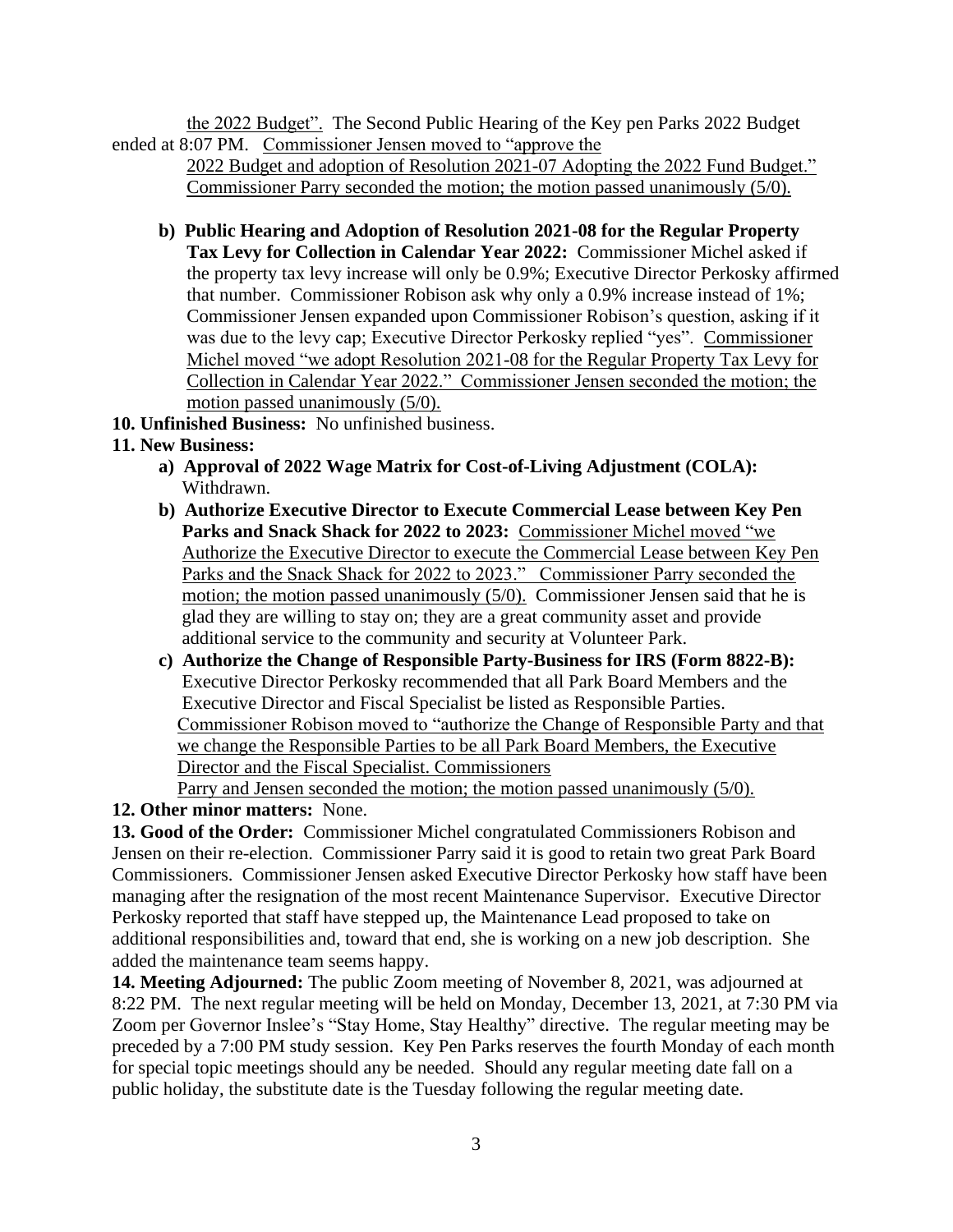the 2022 Budget". The Second Public Hearing of the Key pen Parks 2022 Budget ended at 8:07 PM. Commissioner Jensen moved to "approve the 2022 Budget and adoption of Resolution 2021-07 Adopting the 2022 Fund Budget." Commissioner Parry seconded the motion; the motion passed unanimously (5/0).

- **b) Public Hearing and Adoption of Resolution 2021-08 for the Regular Property Tax Levy for Collection in Calendar Year 2022:** Commissioner Michel asked if the property tax levy increase will only be 0.9%; Executive Director Perkosky affirmed that number. Commissioner Robison ask why only a 0.9% increase instead of 1%; Commissioner Jensen expanded upon Commissioner Robison's question, asking if it was due to the levy cap; Executive Director Perkosky replied "yes". Commissioner Michel moved "we adopt Resolution 2021-08 for the Regular Property Tax Levy for Collection in Calendar Year 2022." Commissioner Jensen seconded the motion; the motion passed unanimously (5/0).

**10. Unfinished Business:** No unfinished business.

**11. New Business:**

- **a) Approval of 2022 Wage Matrix for Cost-of-Living Adjustment (COLA):** Withdrawn.
- **b) Authorize Executive Director to Execute Commercial Lease between Key Pen Parks and Snack Shack for 2022 to 2023:** Commissioner Michel moved "we Authorize the Executive Director to execute the Commercial Lease between Key Pen Parks and the Snack Shack for 2022 to 2023." Commissioner Parry seconded the motion; the motion passed unanimously (5/0). Commissioner Jensen said that he is glad they are willing to stay on; they are a great community asset and provide additional service to the community and security at Volunteer Park.
- **c) Authorize the Change of Responsible Party-Business for IRS (Form 8822-B):** Executive Director Perkosky recommended that all Park Board Members and the Executive Director and Fiscal Specialist be listed as Responsible Parties. Commissioner Robison moved to "authorize the Change of Responsible Party and that we change the Responsible Parties to be all Park Board Members, the Executive Director and the Fiscal Specialist. Commissioners Parry and Jensen seconded the motion; the motion passed unanimously (5/0).

**12. Other minor matters:** None.

**13. Good of the Order:** Commissioner Michel congratulated Commissioners Robison and Jensen on their re-election. Commissioner Parry said it is good to retain two great Park Board Commissioners. Commissioner Jensen asked Executive Director Perkosky how staff have been managing after the resignation of the most recent Maintenance Supervisor. Executive Director Perkosky reported that staff have stepped up, the Maintenance Lead proposed to take on additional responsibilities and, toward that end, she is working on a new job description. She added the maintenance team seems happy.

**14. Meeting Adjourned:** The public Zoom meeting of November 8, 2021, was adjourned at 8:22 PM. The next regular meeting will be held on Monday, December 13, 2021, at 7:30 PM via Zoom per Governor Inslee's "Stay Home, Stay Healthy" directive. The regular meeting may be preceded by a 7:00 PM study session. Key Pen Parks reserves the fourth Monday of each month for special topic meetings should any be needed. Should any regular meeting date fall on a public holiday, the substitute date is the Tuesday following the regular meeting date.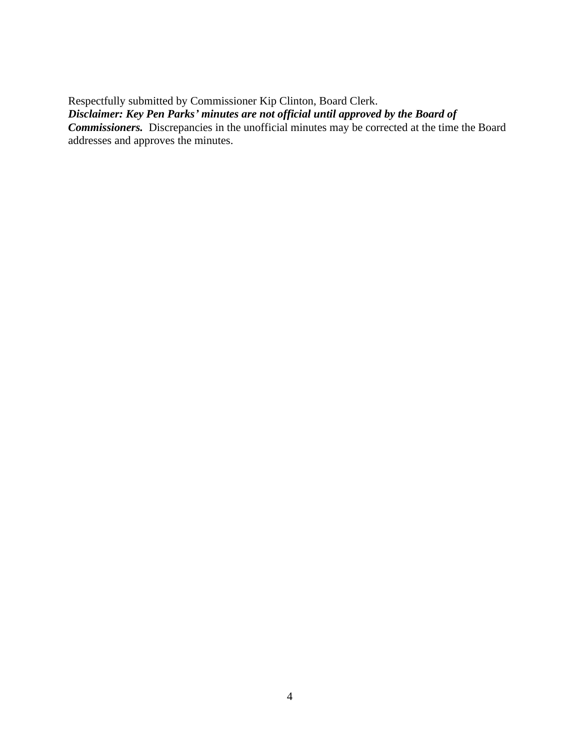Respectfully submitted by Commissioner Kip Clinton, Board Clerk.
***Disclaimer: Key Pen Parks' minutes are not official until approved by the Board of Commissioners.*** Discrepancies in the unofficial minutes may be corrected at the time the Board addresses and approves the minutes.